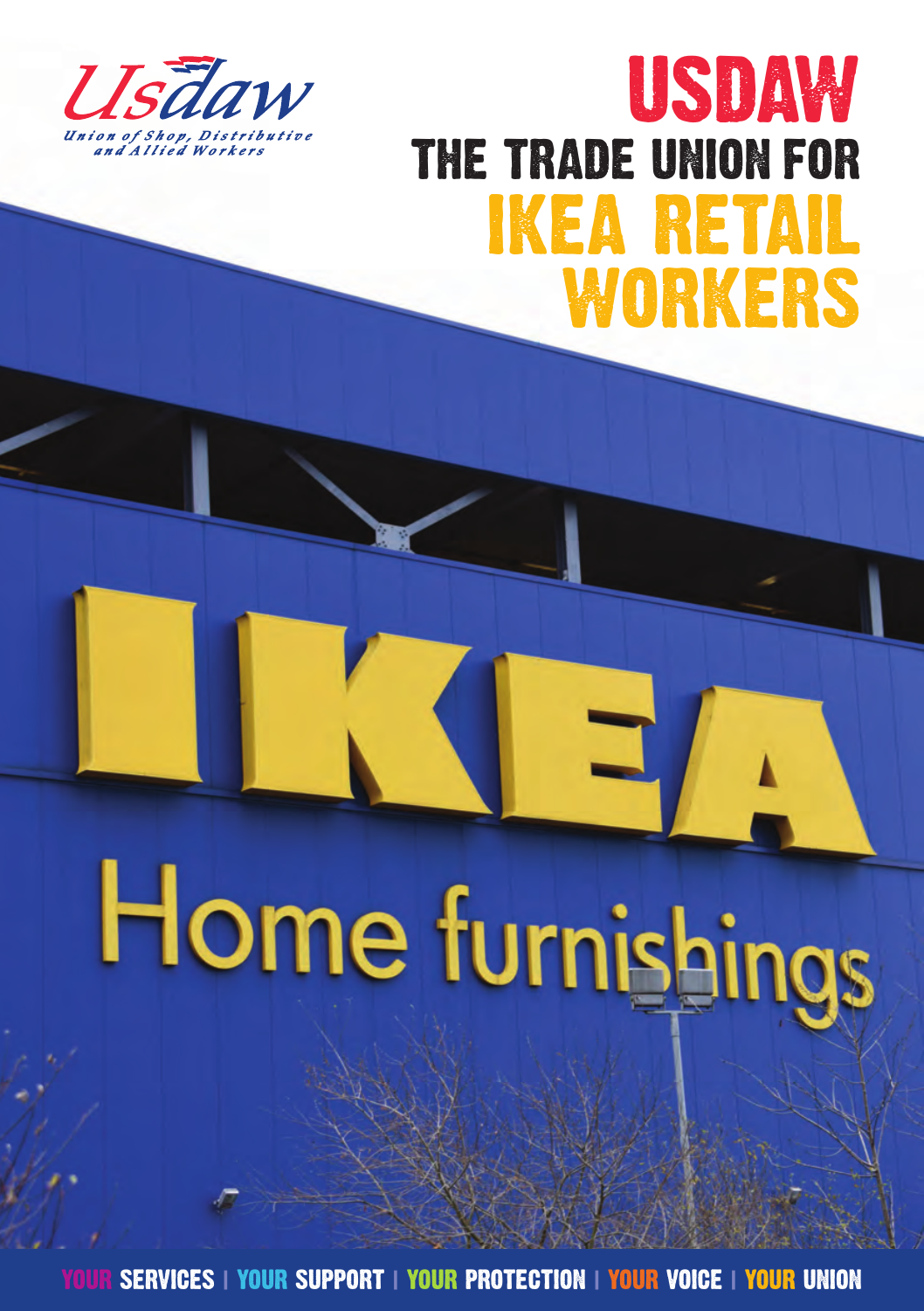Usdaw

*Union of Shop, Distributive and Allied Workers*

# USDAW THE TRADE UNION FOR IKEA RETAIL WORKERS

YOUR SERVICES | YOUR SUPPORT | YOUR PROTECTION | YOUR VOICE | YOUR UNION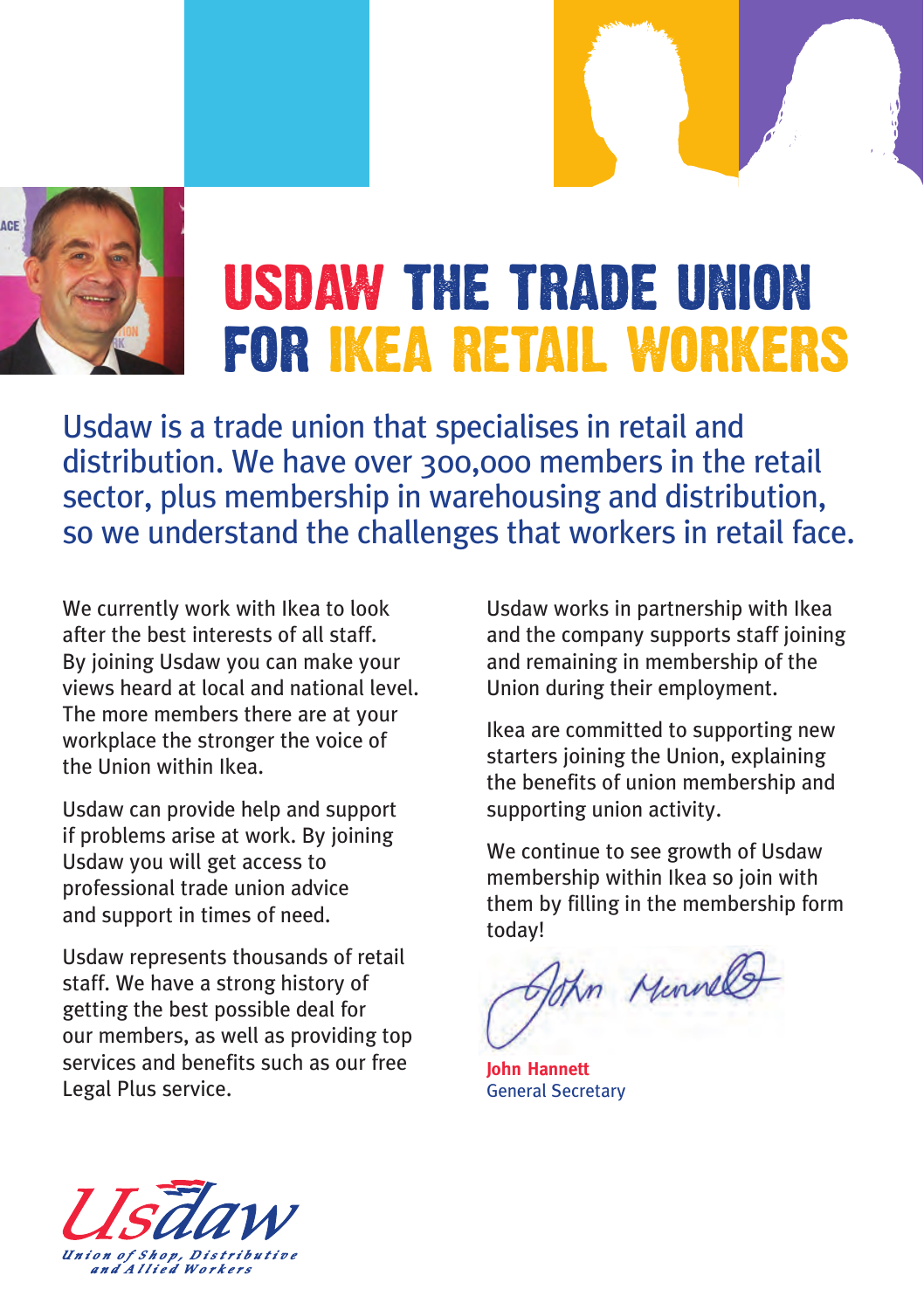# USDAW THE TRADE UNION FOR IKEA RETAIL WORKERS

Usdaw is a trade union that specialises in retail and distribution. We have over 300,000 members in the retail sector, plus membership in warehousing and distribution, so we understand the challenges that workers in retail face.

We currently work with Ikea to look after the best interests of all staff. By joining Usdaw you can make your views heard at local and national level. The more members there are at your workplace the stronger the voice of the Union within Ikea.

Usdaw can provide help and support if problems arise at work. By joining Usdaw you will get access to professional trade union advice and support in times of need.

Usdaw represents thousands of retail staff. We have a strong history of getting the best possible deal for our members, as well as providing top services and benefits such as our free Legal Plus service.

Usdaw works in partnership with Ikea and the company supports staff joining and remaining in membership of the Union during their employment.

Ikea are committed to supporting new starters joining the Union, explaining the benefits of union membership and supporting union activity.

We continue to see growth of Usdaw membership within Ikea so join with them by filling in the membership form today!

**John Hannett**
General Secretary

Usdaw
Union of Shop, Distributive and Allied Workers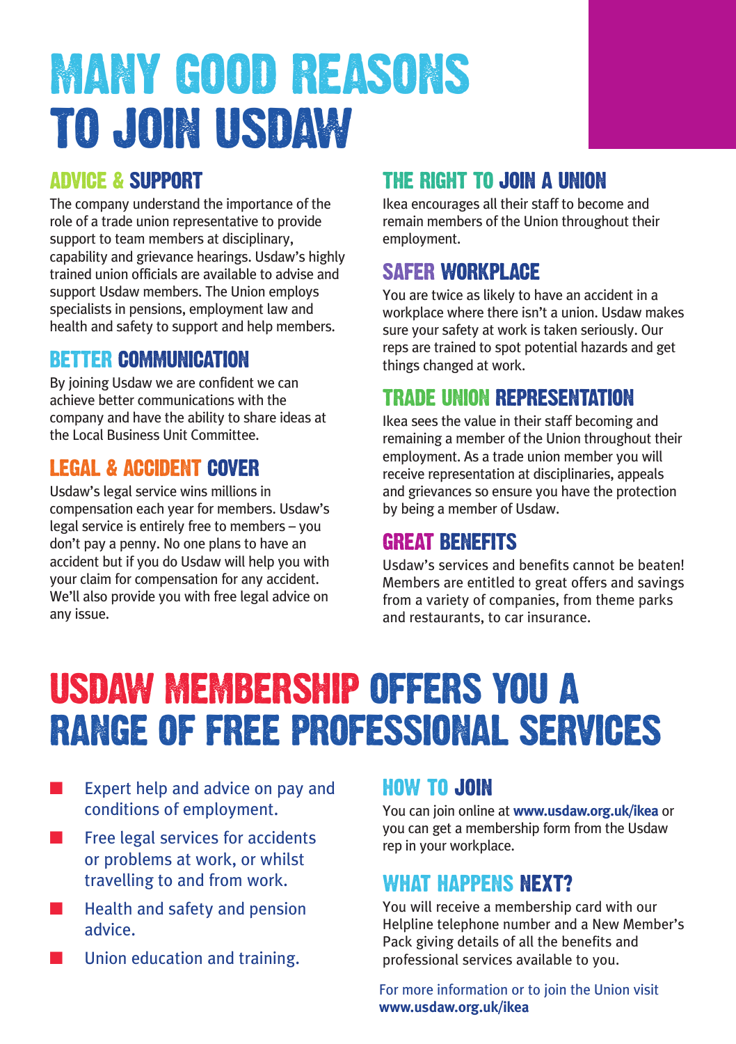# MANY GOOD REASONS TO JOIN USDAW

## ADVICE & SUPPORT

The company understand the importance of the role of a trade union representative to provide support to team members at disciplinary, capability and grievance hearings. Usdaw's highly trained union officials are available to advise and support Usdaw members. The Union employs specialists in pensions, employment law and health and safety to support and help members.

## BETTER COMMUNICATION

By joining Usdaw we are confident we can achieve better communications with the company and have the ability to share ideas at the Local Business Unit Committee.

## LEGAL & ACCIDENT COVER

Usdaw's legal service wins millions in compensation each year for members. Usdaw's legal service is entirely free to members – you don't pay a penny. No one plans to have an accident but if you do Usdaw will help you with your claim for compensation for any accident. We'll also provide you with free legal advice on any issue.

## THE RIGHT TO JOIN A UNION

Ikea encourages all their staff to become and remain members of the Union throughout their employment.

## SAFER WORKPLACE

You are twice as likely to have an accident in a workplace where there isn't a union. Usdaw makes sure your safety at work is taken seriously. Our reps are trained to spot potential hazards and get things changed at work.

## TRADE UNION REPRESENTATION

Ikea sees the value in their staff becoming and remaining a member of the Union throughout their employment. As a trade union member you will receive representation at disciplinaries, appeals and grievances so ensure you have the protection by being a member of Usdaw.

## GREAT BENEFITS

Usdaw's services and benefits cannot be beaten! Members are entitled to great offers and savings from a variety of companies, from theme parks and restaurants, to car insurance.

# USDAW MEMBERSHIP OFFERS YOU A RANGE OF FREE PROFESSIONAL SERVICES

- Expert help and advice on pay and conditions of employment.
- Free legal services for accidents or problems at work, or whilst travelling to and from work.
- Health and safety and pension advice.
- Union education and training.

## HOW TO JOIN

You can join online at **www.usdaw.org.uk/ikea** or you can get a membership form from the Usdaw rep in your workplace.

## WHAT HAPPENS NEXT?

You will receive a membership card with our Helpline telephone number and a New Member's Pack giving details of all the benefits and professional services available to you.

For more information or to join the Union visit **www.usdaw.org.uk/ikea**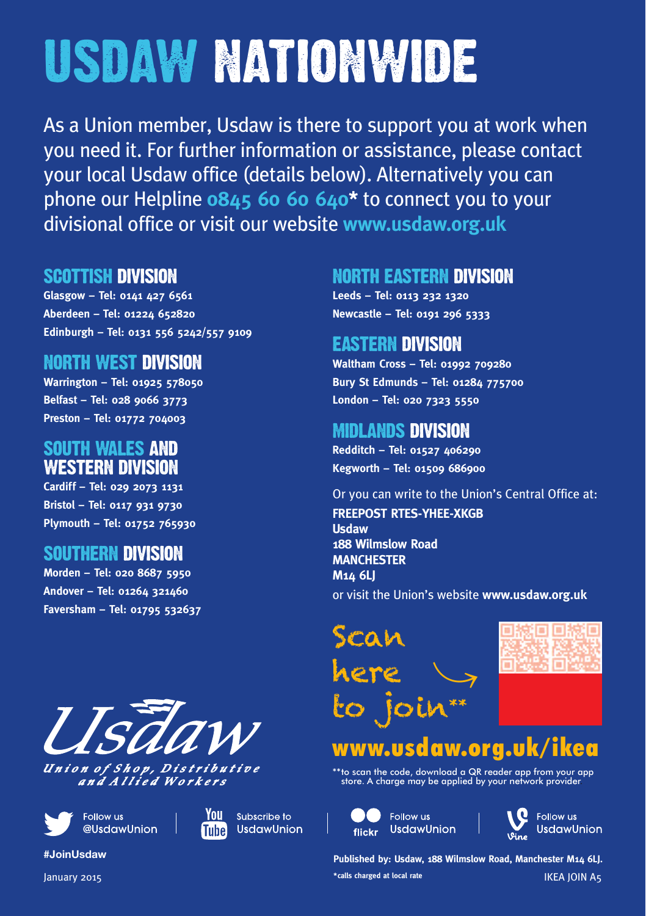# USDAW NATIONWIDE

As a Union member, Usdaw is there to support you at work when you need it. For further information or assistance, please contact your local Usdaw office (details below). Alternatively you can phone our Helpline **0845 60 60 640*** to connect you to your divisional office or visit our website **www.usdaw.org.uk**

## SCOTTISH DIVISION

**Glasgow – Tel: 0141 427 6561**
**Aberdeen – Tel: 01224 652820**
**Edinburgh – Tel: 0131 556 5242/557 9109**

## NORTH WEST DIVISION

**Warrington – Tel: 01925 578050**
**Belfast – Tel: 028 9066 3773**
**Preston – Tel: 01772 704003**

## SOUTH WALES AND WESTERN DIVISION

**Cardiff – Tel: 029 2073 1131**
**Bristol – Tel: 0117 931 9730**
**Plymouth – Tel: 01752 765930**

## SOUTHERN DIVISION

**Morden – Tel: 020 8687 5950**
**Andover – Tel: 01264 321460**
**Faversham – Tel: 01795 532637**

## NORTH EASTERN DIVISION

**Leeds – Tel: 0113 232 1320**
**Newcastle – Tel: 0191 296 5333**

## EASTERN DIVISION

**Waltham Cross – Tel: 01992 709280**
**Bury St Edmunds – Tel: 01284 775700**
**London – Tel: 020 7323 5550**

## MIDLANDS DIVISION

**Redditch – Tel: 01527 406290**
**Kegworth – Tel: 01509 686900**

Or you can write to the Union's Central Office at:

**FREEPOST RTES-YHEE-XKGB**
**Usdaw**
**188 Wilmslow Road**
**MANCHESTER**
**M14 6LJ**

or visit the Union's website **www.usdaw.org.uk**

Scan here to join**

**www.usdaw.org.uk/ikea**

**to scan the code, download a QR reader app from your app store. A charge may be applied by your network provider

Usdaw
*Union of Shop, Distributive and Allied Workers*

Follow us @UsdawUnion | Subscribe to UsdawUnion | Follow us UsdawUnion | Follow us UsdawUnion

#JoinUsdaw

**Published by: Usdaw, 188 Wilmslow Road, Manchester M14 6LJ.**

January 2015

***calls charged at local rate**

IKEA JOIN A5